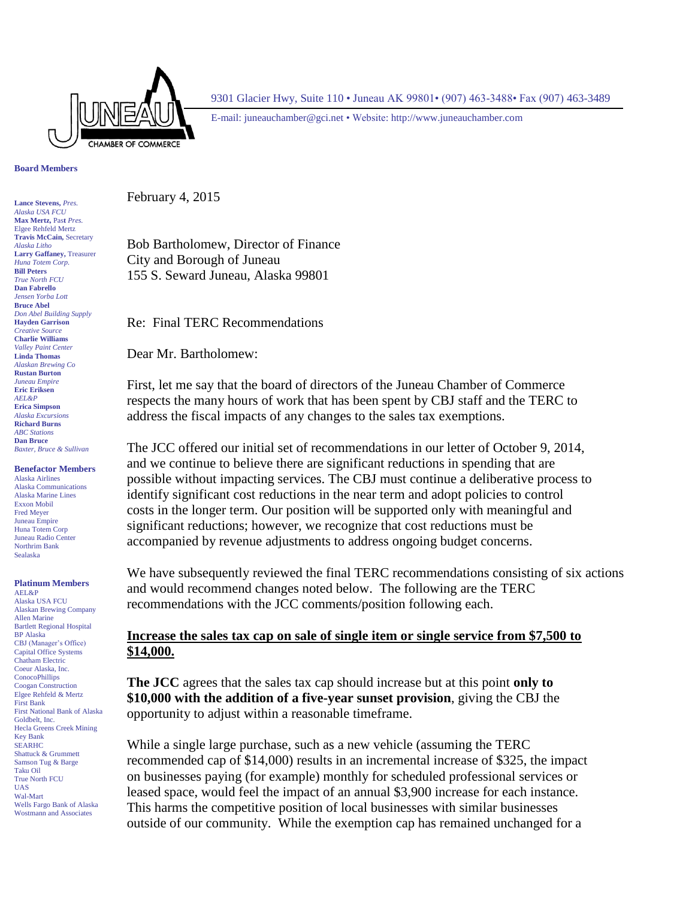# JUNEAU CHAMBER OF COMMERCE

9301 Glacier Hwy, Suite 110 • Juneau AK 99801• (907) 463-3488• Fax (907) 463-3489

E-mail: juneauchamber@gci.net • Website: http://www.juneauchamber.com

**Board Members**

**Lance Stevens,** *Pres.*
*Alaska USA FCU*
**Max Mertz,** Past *Pres.*
Elgee Rehfeld Mertz
**Travis McCain,** Secretary
*Alaska Litho*
**Larry Gaffaney,** Treasurer
*Huna Totem Corp.*
**Bill Peters**
*True North FCU*
**Dan Fabrello**
*Jensen Yorba Lott*
**Bruce Abel**
*Don Abel Building Supply*
**Hayden Garrison**
*Creative Source*
**Charlie Williams**
*Valley Paint Center*
**Linda Thomas**
*Alaskan Brewing Co*
**Rustan Burton**
*Juneau Empire*
**Eric Eriksen**
*AEL&P*
**Erica Simpson**
*Alaska Excursions*
**Richard Burns**
*ABC Stations*
**Dan Bruce**
*Baxter, Bruce & Sullivan*

**Benefactor Members**

Alaska Airlines
Alaska Communications
Alaska Marine Lines
Exxon Mobil
Fred Meyer
Juneau Empire
Huna Totem Corp
Juneau Radio Center
Northrim Bank
Sealaska

**Platinum Members**

AEL&P
Alaska USA FCU
Alaskan Brewing Company
Allen Marine
Bartlett Regional Hospital
BP Alaska
CBJ (Manager's Office)
Capital Office Systems
Chatham Electric
Coeur Alaska, Inc.
ConocoPhillips
Coogan Construction
Elgee Rehfeld & Mertz
First Bank
First National Bank of Alaska
Goldbelt, Inc.
Hecla Greens Creek Mining
Key Bank
SEARHC
Shattuck & Grummett
Samson Tug & Barge
Taku Oil
True North FCU
UAS
Wal-Mart
Wells Fargo Bank of Alaska
Wostmann and Associates

February 4, 2015

Bob Bartholomew, Director of Finance
City and Borough of Juneau
155 S. Seward Juneau, Alaska 99801

Re: Final TERC Recommendations

Dear Mr. Bartholomew:

First, let me say that the board of directors of the Juneau Chamber of Commerce respects the many hours of work that has been spent by CBJ staff and the TERC to address the fiscal impacts of any changes to the sales tax exemptions.

The JCC offered our initial set of recommendations in our letter of October 9, 2014, and we continue to believe there are significant reductions in spending that are possible without impacting services. The CBJ must continue a deliberative process to identify significant cost reductions in the near term and adopt policies to control costs in the longer term. Our position will be supported only with meaningful and significant reductions; however, we recognize that cost reductions must be accompanied by revenue adjustments to address ongoing budget concerns.

We have subsequently reviewed the final TERC recommendations consisting of six actions and would recommend changes noted below. The following are the TERC recommendations with the JCC comments/position following each.

**<u>Increase the sales tax cap on sale of single item or single service from $7,500 to $14,000.</u>**

**The JCC** agrees that the sales tax cap should increase but at this point **only to $10,000 with the addition of a five-year sunset provision**, giving the CBJ the opportunity to adjust within a reasonable timeframe.

While a single large purchase, such as a new vehicle (assuming the TERC recommended cap of $14,000) results in an incremental increase of $325, the impact on businesses paying (for example) monthly for scheduled professional services or leased space, would feel the impact of an annual $3,900 increase for each instance. This harms the competitive position of local businesses with similar businesses outside of our community. While the exemption cap has remained unchanged for a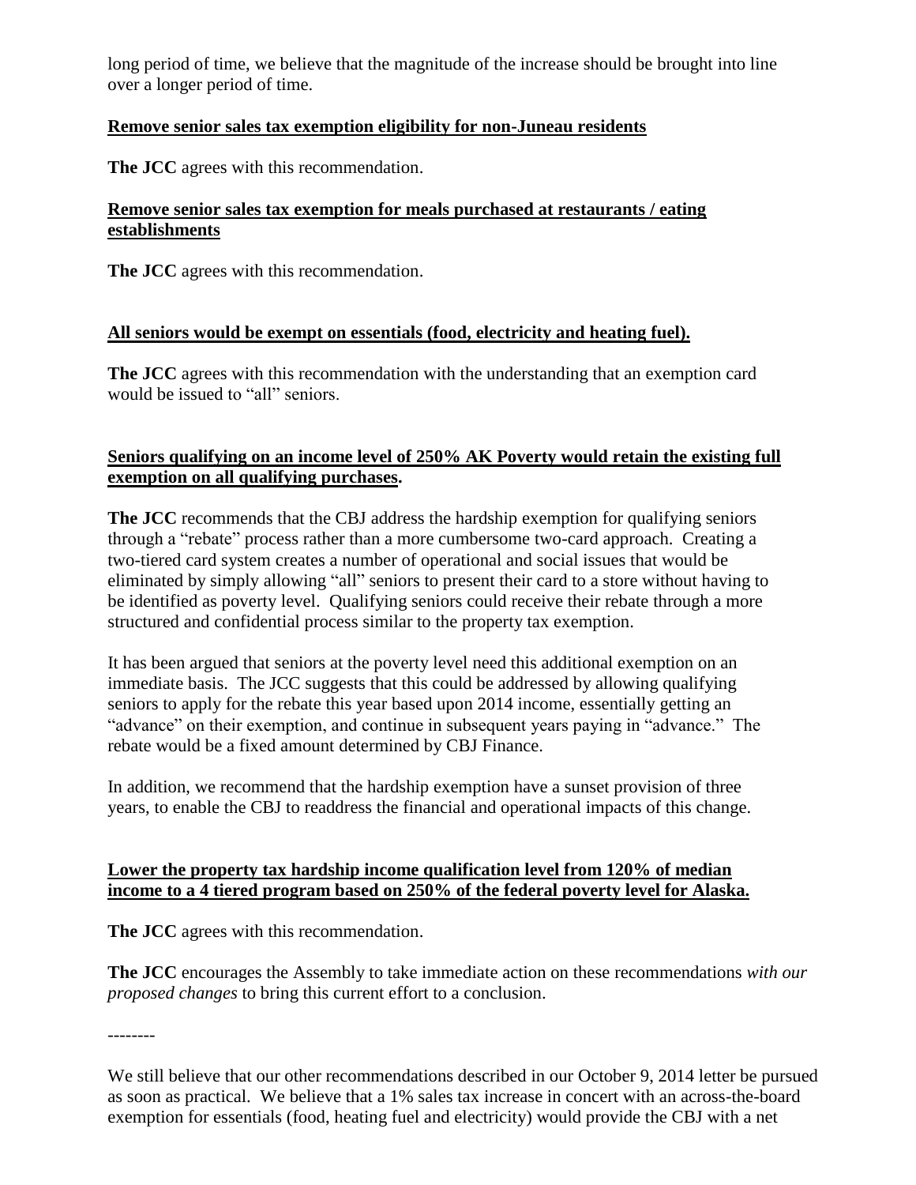long period of time, we believe that the magnitude of the increase should be brought into line over a longer period of time.

**Remove senior sales tax exemption eligibility for non-Juneau residents**

**The JCC** agrees with this recommendation.

**Remove senior sales tax exemption for meals purchased at restaurants / eating establishments**

**The JCC** agrees with this recommendation.

**All seniors would be exempt on essentials (food, electricity and heating fuel).**

**The JCC** agrees with this recommendation with the understanding that an exemption card would be issued to "all" seniors.

**Seniors qualifying on an income level of 250% AK Poverty would retain the existing full exemption on all qualifying purchases.**

**The JCC** recommends that the CBJ address the hardship exemption for qualifying seniors through a "rebate" process rather than a more cumbersome two-card approach. Creating a two-tiered card system creates a number of operational and social issues that would be eliminated by simply allowing "all" seniors to present their card to a store without having to be identified as poverty level. Qualifying seniors could receive their rebate through a more structured and confidential process similar to the property tax exemption.

It has been argued that seniors at the poverty level need this additional exemption on an immediate basis. The JCC suggests that this could be addressed by allowing qualifying seniors to apply for the rebate this year based upon 2014 income, essentially getting an "advance" on their exemption, and continue in subsequent years paying in "advance." The rebate would be a fixed amount determined by CBJ Finance.

In addition, we recommend that the hardship exemption have a sunset provision of three years, to enable the CBJ to readdress the financial and operational impacts of this change.

**Lower the property tax hardship income qualification level from 120% of median income to a 4 tiered program based on 250% of the federal poverty level for Alaska.**

**The JCC** agrees with this recommendation.

**The JCC** encourages the Assembly to take immediate action on these recommendations *with our proposed changes* to bring this current effort to a conclusion.

--------

We still believe that our other recommendations described in our October 9, 2014 letter be pursued as soon as practical. We believe that a 1% sales tax increase in concert with an across-the-board exemption for essentials (food, heating fuel and electricity) would provide the CBJ with a net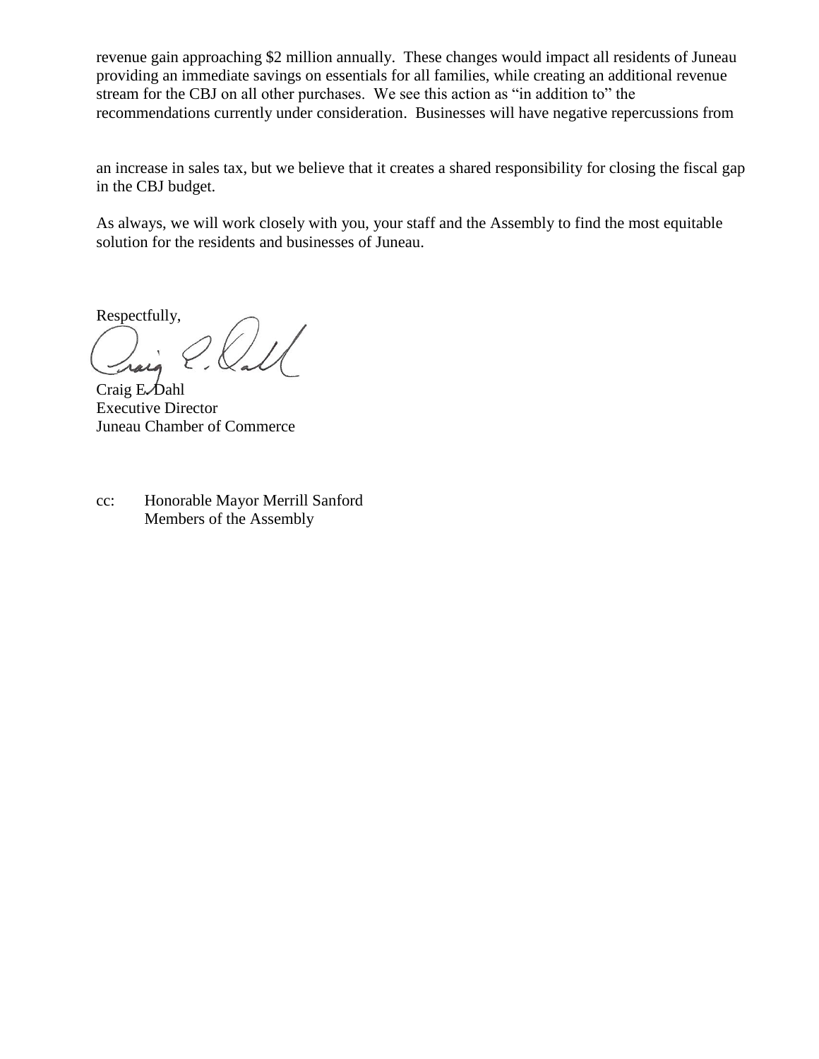revenue gain approaching $2 million annually. These changes would impact all residents of Juneau providing an immediate savings on essentials for all families, while creating an additional revenue stream for the CBJ on all other purchases. We see this action as "in addition to" the recommendations currently under consideration. Businesses will have negative repercussions from an increase in sales tax, but we believe that it creates a shared responsibility for closing the fiscal gap in the CBJ budget.

As always, we will work closely with you, your staff and the Assembly to find the most equitable solution for the residents and businesses of Juneau.

Respectfully,

Craig E. Dahl
Executive Director
Juneau Chamber of Commerce

cc: Honorable Mayor Merrill Sanford
Members of the Assembly